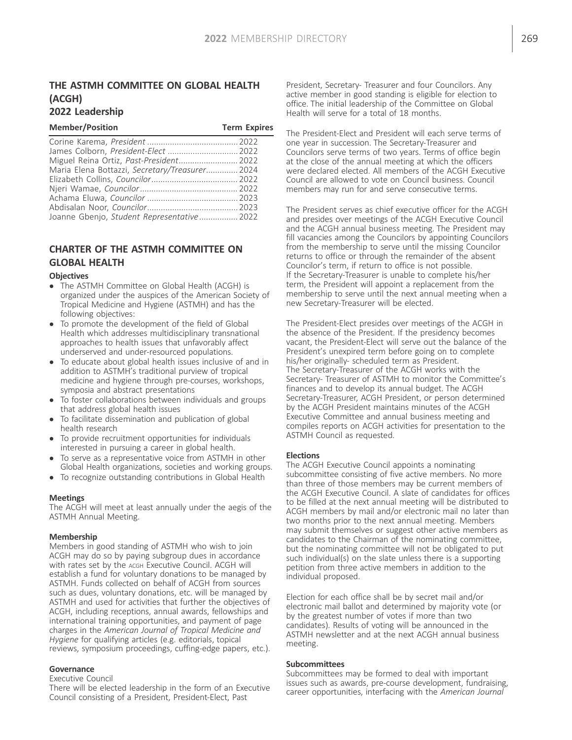## THE ASTMH COMMITTEE ON GLOBAL HEALTH (ACGH)

### 2022 Leadership

| Member/Position | Term Expires |
|---|---|
| Corine Karema, *President* | 2022 |
| James Colborn, *President-Elect* | 2022 |
| Miguel Reina Ortiz, *Past-President* | 2022 |
| Maria Elena Bottazzi, *Secretary/Treasurer* | 2024 |
| Elizabeth Collins, *Councilor* | 2022 |
| Njeri Wamae, *Councilor* | 2022 |
| Achama Eluwa, *Councilor* | 2023 |
| Abdisalan Noor, *Councilor* | 2023 |
| Joanne Gbenjo, *Student Representative* | 2022 |

## CHARTER OF THE ASTMH COMMITTEE ON GLOBAL HEALTH

**Objectives**

- The ASTMH Committee on Global Health (ACGH) is organized under the auspices of the American Society of Tropical Medicine and Hygiene (ASTMH) and has the following objectives:
- To promote the development of the field of Global Health which addresses multidisciplinary transnational approaches to health issues that unfavorably affect underserved and under-resourced populations.
- To educate about global health issues inclusive of and in addition to ASTMH's traditional purview of tropical medicine and hygiene through pre-courses, workshops, symposia and abstract presentations
- To foster collaborations between individuals and groups that address global health issues
- To facilitate dissemination and publication of global health research
- To provide recruitment opportunities for individuals interested in pursuing a career in global health.
- To serve as a representative voice from ASTMH in other Global Health organizations, societies and working groups.
- To recognize outstanding contributions in Global Health

**Meetings**

The ACGH will meet at least annually under the aegis of the ASTMH Annual Meeting.

**Membership**

Members in good standing of ASTMH who wish to join ACGH may do so by paying subgroup dues in accordance with rates set by the ACGH Executive Council. ACGH will establish a fund for voluntary donations to be managed by ASTMH. Funds collected on behalf of ACGH from sources such as dues, voluntary donations, etc. will be managed by ASTMH and used for activities that further the objectives of ACGH, including receptions, annual awards, fellowships and international training opportunities, and payment of page charges in the *American Journal of Tropical Medicine and Hygiene* for qualifying articles (e.g. editorials, topical reviews, symposium proceedings, cuffing-edge papers, etc.).

**Governance**

Executive Council

There will be elected leadership in the form of an Executive Council consisting of a President, President-Elect, Past President, Secretary- Treasurer and four Councilors. Any active member in good standing is eligible for election to office. The initial leadership of the Committee on Global Health will serve for a total of 18 months.

The President-Elect and President will each serve terms of one year in succession. The Secretary-Treasurer and Councilors serve terms of two years. Terms of office begin at the close of the annual meeting at which the officers were declared elected. All members of the ACGH Executive Council are allowed to vote on Council business. Council members may run for and serve consecutive terms.

The President serves as chief executive officer for the ACGH and presides over meetings of the ACGH Executive Council and the ACGH annual business meeting. The President may fill vacancies among the Councilors by appointing Councilors from the membership to serve until the missing Councilor returns to office or through the remainder of the absent Councilor's term, if return to office is not possible.
If the Secretary-Treasurer is unable to complete his/her term, the President will appoint a replacement from the membership to serve until the next annual meeting when a new Secretary-Treasurer will be elected.

The President-Elect presides over meetings of the ACGH in the absence of the President. If the presidency becomes vacant, the President-Elect will serve out the balance of the President's unexpired term before going on to complete his/her originally- scheduled term as President.
The Secretary-Treasurer of the ACGH works with the Secretary- Treasurer of ASTMH to monitor the Committee's finances and to develop its annual budget. The ACGH Secretary-Treasurer, ACGH President, or person determined by the ACGH President maintains minutes of the ACGH Executive Committee and annual business meeting and compiles reports on ACGH activities for presentation to the ASTMH Council as requested.

**Elections**

The ACGH Executive Council appoints a nominating subcommittee consisting of five active members. No more than three of those members may be current members of the ACGH Executive Council. A slate of candidates for offices to be filled at the next annual meeting will be distributed to ACGH members by mail and/or electronic mail no later than two months prior to the next annual meeting. Members may submit themselves or suggest other active members as candidates to the Chairman of the nominating committee, but the nominating committee will not be obligated to put such individual(s) on the slate unless there is a supporting petition from three active members in addition to the individual proposed.

Election for each office shall be by secret mail and/or electronic mail ballot and determined by majority vote (or by the greatest number of votes if more than two candidates). Results of voting will be announced in the ASTMH newsletter and at the next ACGH annual business meeting.

**Subcommittees**

Subcommittees may be formed to deal with important issues such as awards, pre-course development, fundraising, career opportunities, interfacing with the *American Journal*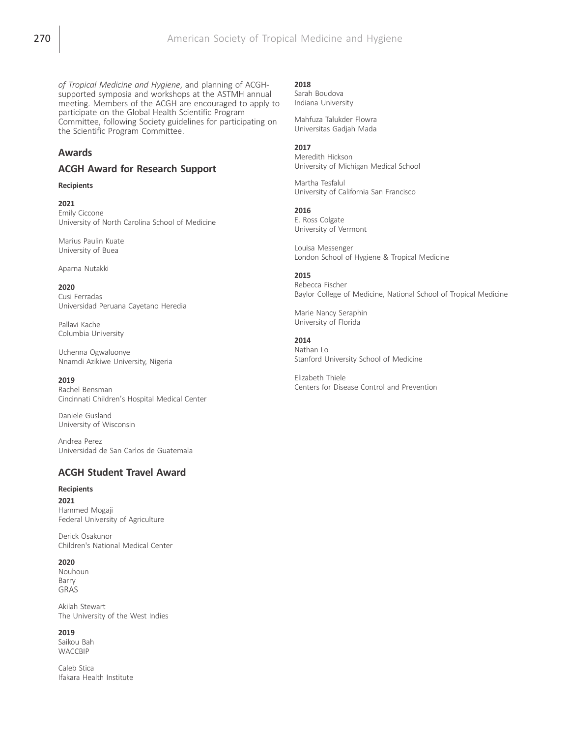*of Tropical Medicine and Hygiene*, and planning of ACGH-supported symposia and workshops at the ASTMH annual meeting. Members of the ACGH are encouraged to apply to participate on the Global Health Scientific Program Committee, following Society guidelines for participating on the Scientific Program Committee.

## Awards

## ACGH Award for Research Support

**Recipients**

**2021**
Emily Ciccone
University of North Carolina School of Medicine

Marius Paulin Kuate
University of Buea

Aparna Nutakki

**2020**
Cusi Ferradas
Universidad Peruana Cayetano Heredia

Pallavi Kache
Columbia University

Uchenna Ogwaluonye
Nnamdi Azikiwe University, Nigeria

**2019**
Rachel Bensman
Cincinnati Children's Hospital Medical Center

Daniele Gusland
University of Wisconsin

Andrea Perez
Universidad de San Carlos de Guatemala

**2018**
Sarah Boudova
Indiana University

Mahfuza Talukder Flowra
Universitas Gadjah Mada

**2017**
Meredith Hickson
University of Michigan Medical School

Martha Tesfalul
University of California San Francisco

**2016**
E. Ross Colgate
University of Vermont

Louisa Messenger
London School of Hygiene & Tropical Medicine

**2015**
Rebecca Fischer
Baylor College of Medicine, National School of Tropical Medicine

Marie Nancy Seraphin
University of Florida

**2014**
Nathan Lo
Stanford University School of Medicine

Elizabeth Thiele
Centers for Disease Control and Prevention

## ACGH Student Travel Award

**Recipients**

**2021**
Hammed Mogaji
Federal University of Agriculture

Derick Osakunor
Children's National Medical Center

**2020**
Nouhoun
Barry
GRAS

Akilah Stewart
The University of the West Indies

**2019**
Saikou Bah
WACCBIP

Caleb Stica
Ifakara Health Institute